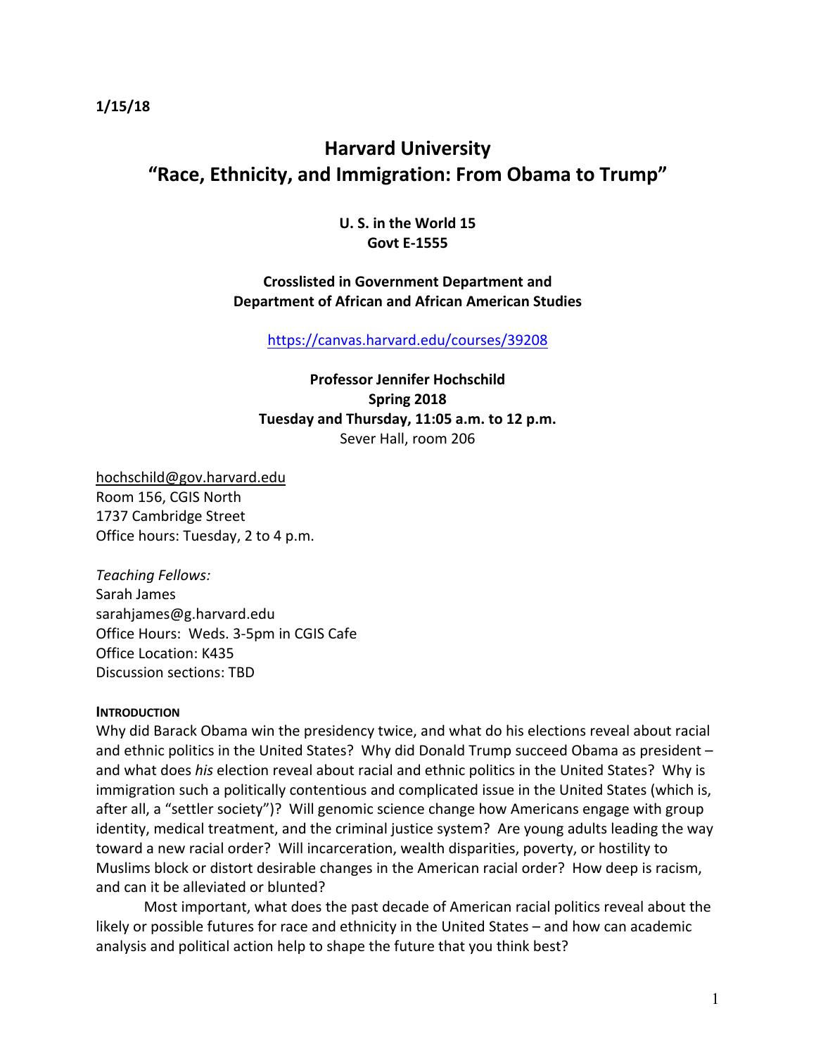**1/15/18**

# Harvard University
# "Race, Ethnicity, and Immigration: From Obama to Trump"

**U. S. in the World 15**
**Govt E-1555**

**Crosslisted in Government Department and**
**Department of African and African American Studies**

https://canvas.harvard.edu/courses/39208

**Professor Jennifer Hochschild**
**Spring 2018**
**Tuesday and Thursday, 11:05 a.m. to 12 p.m.**
Sever Hall, room 206

hochschild@gov.harvard.edu
Room 156, CGIS North
1737 Cambridge Street
Office hours: Tuesday, 2 to 4 p.m.

*Teaching Fellows:*
Sarah James
sarahjames@g.harvard.edu
Office Hours: Weds. 3-5pm in CGIS Cafe
Office Location: K435
Discussion sections: TBD

## INTRODUCTION

Why did Barack Obama win the presidency twice, and what do his elections reveal about racial and ethnic politics in the United States? Why did Donald Trump succeed Obama as president – and what does *his* election reveal about racial and ethnic politics in the United States? Why is immigration such a politically contentious and complicated issue in the United States (which is, after all, a "settler society")? Will genomic science change how Americans engage with group identity, medical treatment, and the criminal justice system? Are young adults leading the way toward a new racial order? Will incarceration, wealth disparities, poverty, or hostility to Muslims block or distort desirable changes in the American racial order? How deep is racism, and can it be alleviated or blunted?

Most important, what does the past decade of American racial politics reveal about the likely or possible futures for race and ethnicity in the United States – and how can academic analysis and political action help to shape the future that you think best?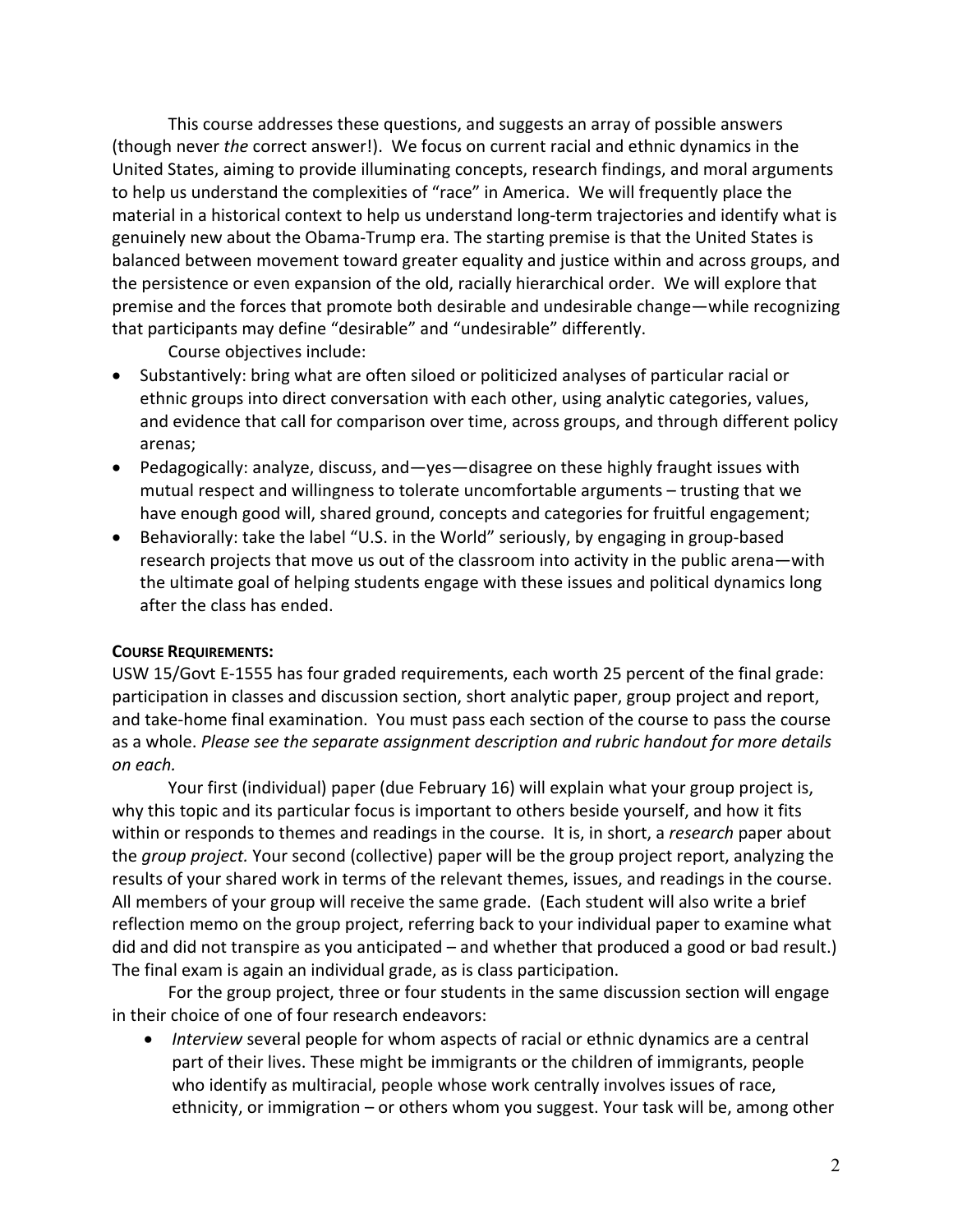This course addresses these questions, and suggests an array of possible answers (though never *the* correct answer!). We focus on current racial and ethnic dynamics in the United States, aiming to provide illuminating concepts, research findings, and moral arguments to help us understand the complexities of "race" in America. We will frequently place the material in a historical context to help us understand long-term trajectories and identify what is genuinely new about the Obama-Trump era. The starting premise is that the United States is balanced between movement toward greater equality and justice within and across groups, and the persistence or even expansion of the old, racially hierarchical order. We will explore that premise and the forces that promote both desirable and undesirable change—while recognizing that participants may define "desirable" and "undesirable" differently.

Course objectives include:

- Substantively: bring what are often siloed or politicized analyses of particular racial or ethnic groups into direct conversation with each other, using analytic categories, values, and evidence that call for comparison over time, across groups, and through different policy arenas;
- Pedagogically: analyze, discuss, and—yes—disagree on these highly fraught issues with mutual respect and willingness to tolerate uncomfortable arguments – trusting that we have enough good will, shared ground, concepts and categories for fruitful engagement;
- Behaviorally: take the label "U.S. in the World" seriously, by engaging in group-based research projects that move us out of the classroom into activity in the public arena—with the ultimate goal of helping students engage with these issues and political dynamics long after the class has ended.

**COURSE REQUIREMENTS:**

USW 15/Govt E-1555 has four graded requirements, each worth 25 percent of the final grade: participation in classes and discussion section, short analytic paper, group project and report, and take-home final examination. You must pass each section of the course to pass the course as a whole. *Please see the separate assignment description and rubric handout for more details on each.*

Your first (individual) paper (due February 16) will explain what your group project is, why this topic and its particular focus is important to others beside yourself, and how it fits within or responds to themes and readings in the course. It is, in short, a *research* paper about the *group project.* Your second (collective) paper will be the group project report, analyzing the results of your shared work in terms of the relevant themes, issues, and readings in the course. All members of your group will receive the same grade. (Each student will also write a brief reflection memo on the group project, referring back to your individual paper to examine what did and did not transpire as you anticipated – and whether that produced a good or bad result.) The final exam is again an individual grade, as is class participation.

For the group project, three or four students in the same discussion section will engage in their choice of one of four research endeavors:

- *Interview* several people for whom aspects of racial or ethnic dynamics are a central part of their lives. These might be immigrants or the children of immigrants, people who identify as multiracial, people whose work centrally involves issues of race, ethnicity, or immigration – or others whom you suggest. Your task will be, among other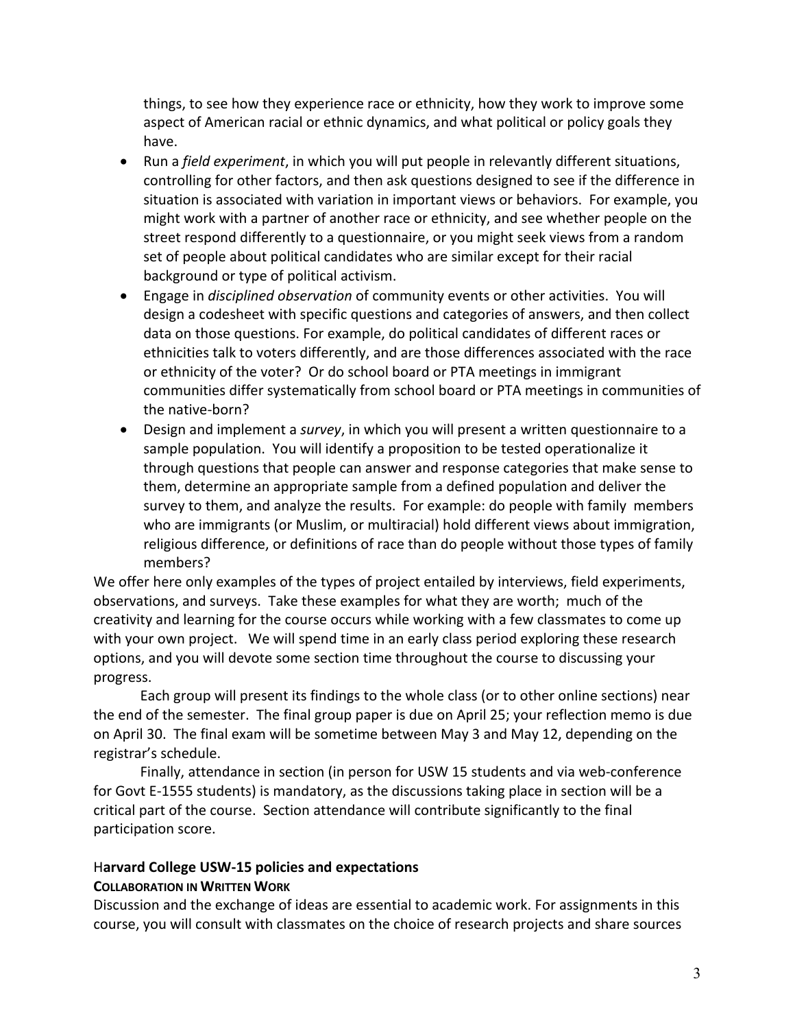things, to see how they experience race or ethnicity, how they work to improve some aspect of American racial or ethnic dynamics, and what political or policy goals they have.

- Run a *field experiment*, in which you will put people in relevantly different situations, controlling for other factors, and then ask questions designed to see if the difference in situation is associated with variation in important views or behaviors. For example, you might work with a partner of another race or ethnicity, and see whether people on the street respond differently to a questionnaire, or you might seek views from a random set of people about political candidates who are similar except for their racial background or type of political activism.
- Engage in *disciplined observation* of community events or other activities. You will design a codesheet with specific questions and categories of answers, and then collect data on those questions. For example, do political candidates of different races or ethnicities talk to voters differently, and are those differences associated with the race or ethnicity of the voter? Or do school board or PTA meetings in immigrant communities differ systematically from school board or PTA meetings in communities of the native-born?
- Design and implement a *survey*, in which you will present a written questionnaire to a sample population. You will identify a proposition to be tested operationalize it through questions that people can answer and response categories that make sense to them, determine an appropriate sample from a defined population and deliver the survey to them, and analyze the results. For example: do people with family members who are immigrants (or Muslim, or multiracial) hold different views about immigration, religious difference, or definitions of race than do people without those types of family members?

We offer here only examples of the types of project entailed by interviews, field experiments, observations, and surveys. Take these examples for what they are worth; much of the creativity and learning for the course occurs while working with a few classmates to come up with your own project. We will spend time in an early class period exploring these research options, and you will devote some section time throughout the course to discussing your progress.

Each group will present its findings to the whole class (or to other online sections) near the end of the semester. The final group paper is due on April 25; your reflection memo is due on April 30. The final exam will be sometime between May 3 and May 12, depending on the registrar's schedule.

Finally, attendance in section (in person for USW 15 students and via web-conference for Govt E-1555 students) is mandatory, as the discussions taking place in section will be a critical part of the course. Section attendance will contribute significantly to the final participation score.

## Harvard College USW-15 policies and expectations

### COLLABORATION IN WRITTEN WORK

Discussion and the exchange of ideas are essential to academic work. For assignments in this course, you will consult with classmates on the choice of research projects and share sources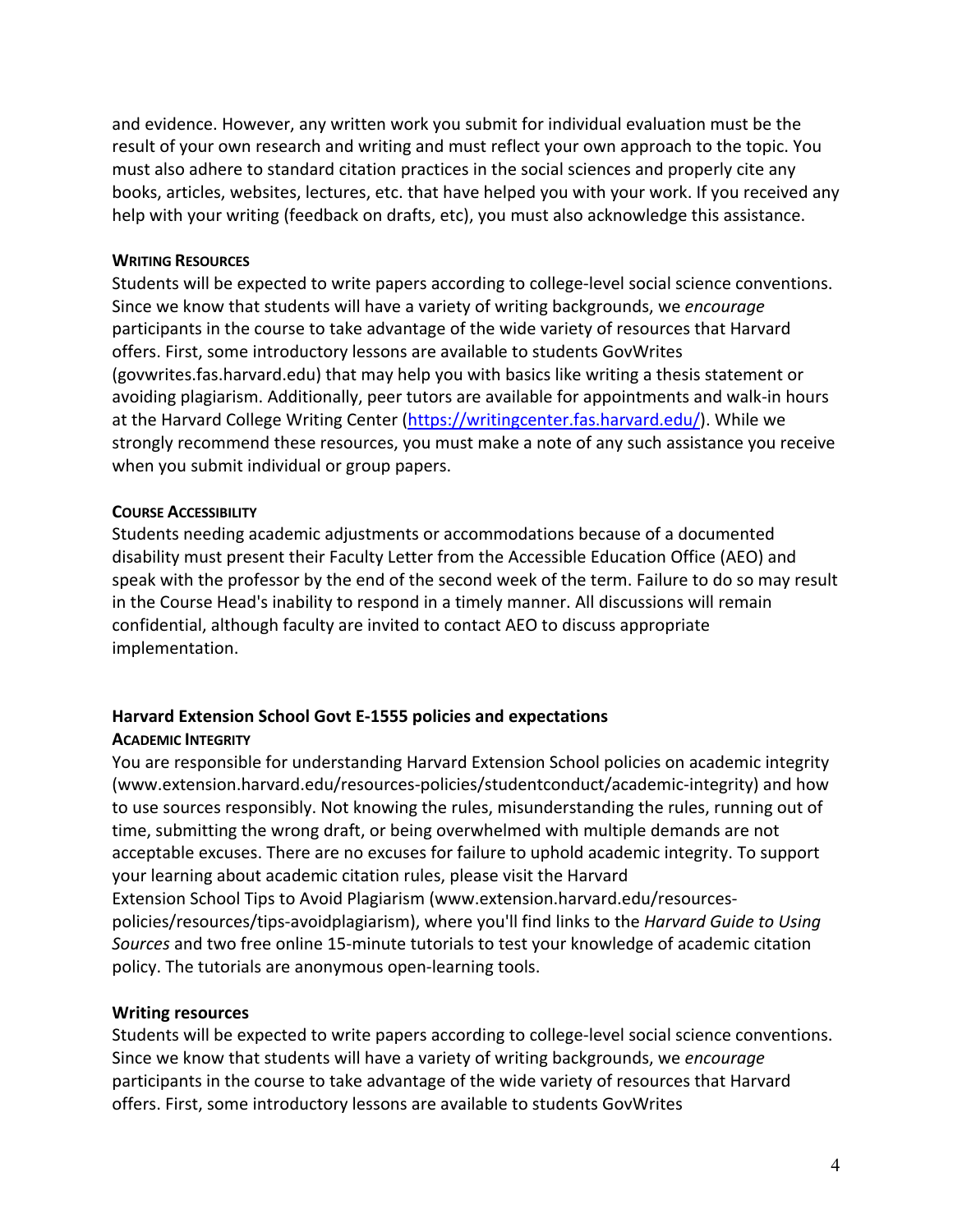and evidence. However, any written work you submit for individual evaluation must be the result of your own research and writing and must reflect your own approach to the topic. You must also adhere to standard citation practices in the social sciences and properly cite any books, articles, websites, lectures, etc. that have helped you with your work. If you received any help with your writing (feedback on drafts, etc), you must also acknowledge this assistance.

#### WRITING RESOURCES

Students will be expected to write papers according to college-level social science conventions. Since we know that students will have a variety of writing backgrounds, we *encourage* participants in the course to take advantage of the wide variety of resources that Harvard offers. First, some introductory lessons are available to students GovWrites (govwrites.fas.harvard.edu) that may help you with basics like writing a thesis statement or avoiding plagiarism. Additionally, peer tutors are available for appointments and walk-in hours at the Harvard College Writing Center (https://writingcenter.fas.harvard.edu/). While we strongly recommend these resources, you must make a note of any such assistance you receive when you submit individual or group papers.

#### COURSE ACCESSIBILITY

Students needing academic adjustments or accommodations because of a documented disability must present their Faculty Letter from the Accessible Education Office (AEO) and speak with the professor by the end of the second week of the term. Failure to do so may result in the Course Head's inability to respond in a timely manner. All discussions will remain confidential, although faculty are invited to contact AEO to discuss appropriate implementation.

### Harvard Extension School Govt E-1555 policies and expectations

#### ACADEMIC INTEGRITY

You are responsible for understanding Harvard Extension School policies on academic integrity (www.extension.harvard.edu/resources-policies/studentconduct/academic-integrity) and how to use sources responsibly. Not knowing the rules, misunderstanding the rules, running out of time, submitting the wrong draft, or being overwhelmed with multiple demands are not acceptable excuses. There are no excuses for failure to uphold academic integrity. To support your learning about academic citation rules, please visit the Harvard Extension School Tips to Avoid Plagiarism (www.extension.harvard.edu/resources-policies/resources/tips-avoidplagiarism), where you'll find links to the *Harvard Guide to Using Sources* and two free online 15-minute tutorials to test your knowledge of academic citation policy. The tutorials are anonymous open-learning tools.

#### Writing resources

Students will be expected to write papers according to college-level social science conventions. Since we know that students will have a variety of writing backgrounds, we *encourage* participants in the course to take advantage of the wide variety of resources that Harvard offers. First, some introductory lessons are available to students GovWrites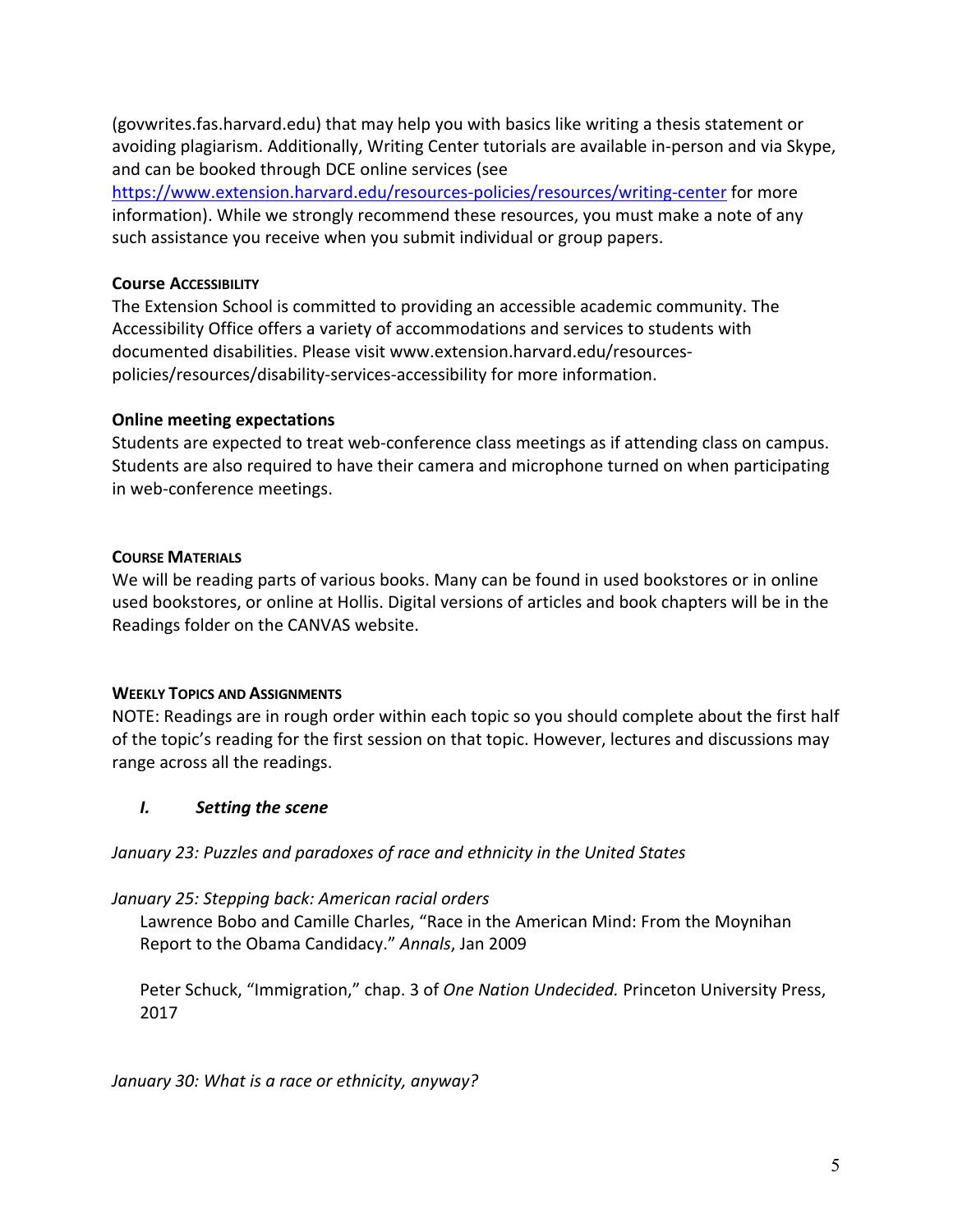(govwrites.fas.harvard.edu) that may help you with basics like writing a thesis statement or avoiding plagiarism. Additionally, Writing Center tutorials are available in-person and via Skype, and can be booked through DCE online services (see https://www.extension.harvard.edu/resources-policies/resources/writing-center for more information). While we strongly recommend these resources, you must make a note of any such assistance you receive when you submit individual or group papers.

**Course Accessibility**

The Extension School is committed to providing an accessible academic community. The Accessibility Office offers a variety of accommodations and services to students with documented disabilities. Please visit www.extension.harvard.edu/resources-policies/resources/disability-services-accessibility for more information.

**Online meeting expectations**

Students are expected to treat web-conference class meetings as if attending class on campus. Students are also required to have their camera and microphone turned on when participating in web-conference meetings.

**Course Materials**

We will be reading parts of various books. Many can be found in used bookstores or in online used bookstores, or online at Hollis. Digital versions of articles and book chapters will be in the Readings folder on the CANVAS website.

**Weekly Topics and Assignments**

NOTE: Readings are in rough order within each topic so you should complete about the first half of the topic's reading for the first session on that topic. However, lectures and discussions may range across all the readings.

***I. Setting the scene***

*January 23: Puzzles and paradoxes of race and ethnicity in the United States*

*January 25: Stepping back: American racial orders*

Lawrence Bobo and Camille Charles, "Race in the American Mind: From the Moynihan Report to the Obama Candidacy." *Annals*, Jan 2009

Peter Schuck, "Immigration," chap. 3 of *One Nation Undecided.* Princeton University Press, 2017

*January 30: What is a race or ethnicity, anyway?*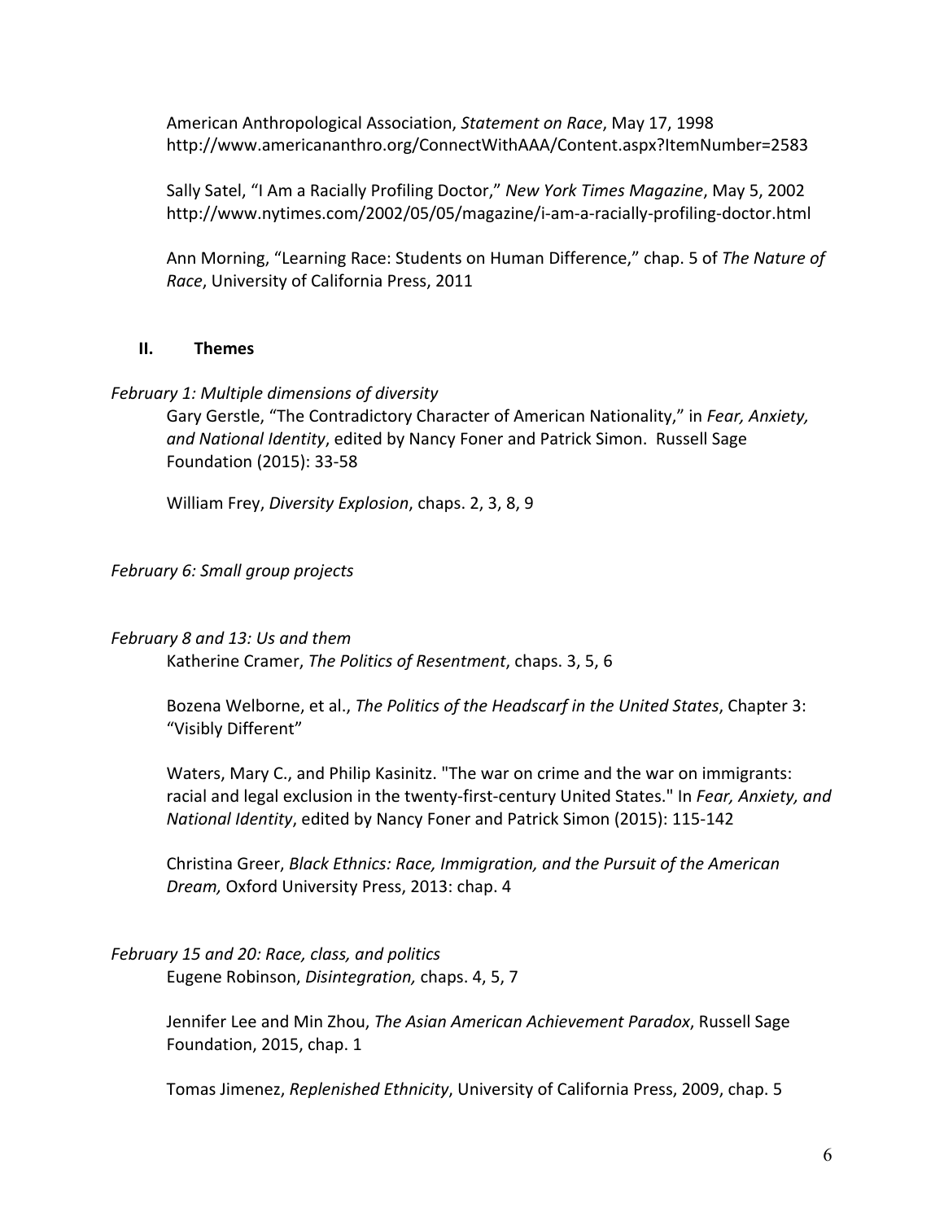American Anthropological Association, *Statement on Race*, May 17, 1998
http://www.americananthro.org/ConnectWithAAA/Content.aspx?ItemNumber=2583

Sally Satel, "I Am a Racially Profiling Doctor," *New York Times Magazine*, May 5, 2002
http://www.nytimes.com/2002/05/05/magazine/i-am-a-racially-profiling-doctor.html

Ann Morning, "Learning Race: Students on Human Difference," chap. 5 of *The Nature of Race*, University of California Press, 2011

## II. Themes

*February 1: Multiple dimensions of diversity*

Gary Gerstle, "The Contradictory Character of American Nationality," in *Fear, Anxiety, and National Identity*, edited by Nancy Foner and Patrick Simon. Russell Sage Foundation (2015): 33-58

William Frey, *Diversity Explosion*, chaps. 2, 3, 8, 9

*February 6: Small group projects*

*February 8 and 13: Us and them*

Katherine Cramer, *The Politics of Resentment*, chaps. 3, 5, 6

Bozena Welborne, et al., *The Politics of the Headscarf in the United States*, Chapter 3: "Visibly Different"

Waters, Mary C., and Philip Kasinitz. "The war on crime and the war on immigrants: racial and legal exclusion in the twenty-first-century United States." In *Fear, Anxiety, and National Identity*, edited by Nancy Foner and Patrick Simon (2015): 115-142

Christina Greer, *Black Ethnics: Race, Immigration, and the Pursuit of the American Dream,* Oxford University Press, 2013: chap. 4

*February 15 and 20: Race, class, and politics*

Eugene Robinson, *Disintegration,* chaps. 4, 5, 7

Jennifer Lee and Min Zhou, *The Asian American Achievement Paradox*, Russell Sage Foundation, 2015, chap. 1

Tomas Jimenez, *Replenished Ethnicity*, University of California Press, 2009, chap. 5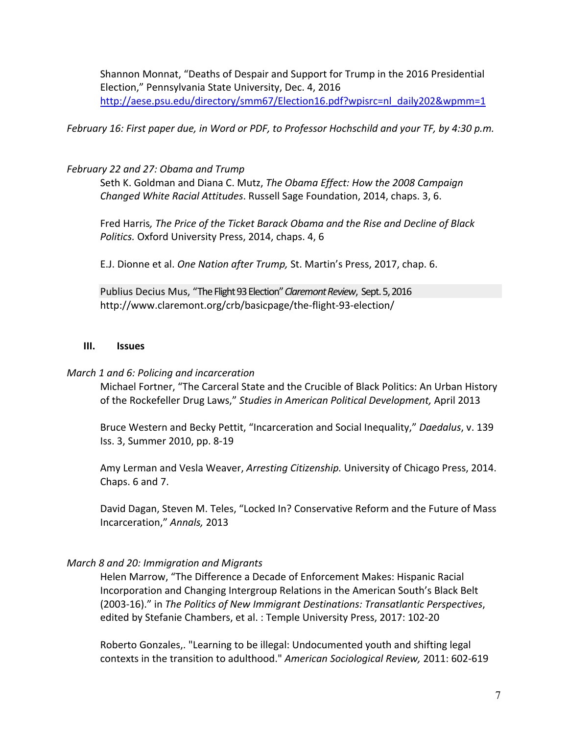Shannon Monnat, "Deaths of Despair and Support for Trump in the 2016 Presidential Election," Pennsylvania State University, Dec. 4, 2016 http://aese.psu.edu/directory/smm67/Election16.pdf?wpisrc=nl_daily202&wpmm=1

*February 16: First paper due, in Word or PDF, to Professor Hochschild and your TF, by 4:30 p.m.*

*February 22 and 27: Obama and Trump*

Seth K. Goldman and Diana C. Mutz, *The Obama Effect: How the 2008 Campaign Changed White Racial Attitudes*. Russell Sage Foundation, 2014, chaps. 3, 6.

Fred Harris*, The Price of the Ticket Barack Obama and the Rise and Decline of Black Politics.* Oxford University Press, 2014, chaps. 4, 6

E.J. Dionne et al. *One Nation after Trump,* St. Martin's Press, 2017, chap. 6.

Publius Decius Mus, "The Flight 93 Election" *Claremont Review*, Sept. 5, 2016 http://www.claremont.org/crb/basicpage/the-flight-93-election/

## III. Issues

*March 1 and 6: Policing and incarceration*

Michael Fortner, "The Carceral State and the Crucible of Black Politics: An Urban History of the Rockefeller Drug Laws," *Studies in American Political Development,* April 2013

Bruce Western and Becky Pettit, "Incarceration and Social Inequality," *Daedalus*, v. 139 Iss. 3, Summer 2010, pp. 8-19

Amy Lerman and Vesla Weaver, *Arresting Citizenship.* University of Chicago Press, 2014. Chaps. 6 and 7.

David Dagan, Steven M. Teles, "Locked In? Conservative Reform and the Future of Mass Incarceration," *Annals,* 2013

*March 8 and 20: Immigration and Migrants*

Helen Marrow, "The Difference a Decade of Enforcement Makes: Hispanic Racial Incorporation and Changing Intergroup Relations in the American South's Black Belt (2003-16)." in *The Politics of New Immigrant Destinations: Transatlantic Perspectives*, edited by Stefanie Chambers, et al. : Temple University Press, 2017: 102-20

Roberto Gonzales,. "Learning to be illegal: Undocumented youth and shifting legal contexts in the transition to adulthood." *American Sociological Review,* 2011: 602-619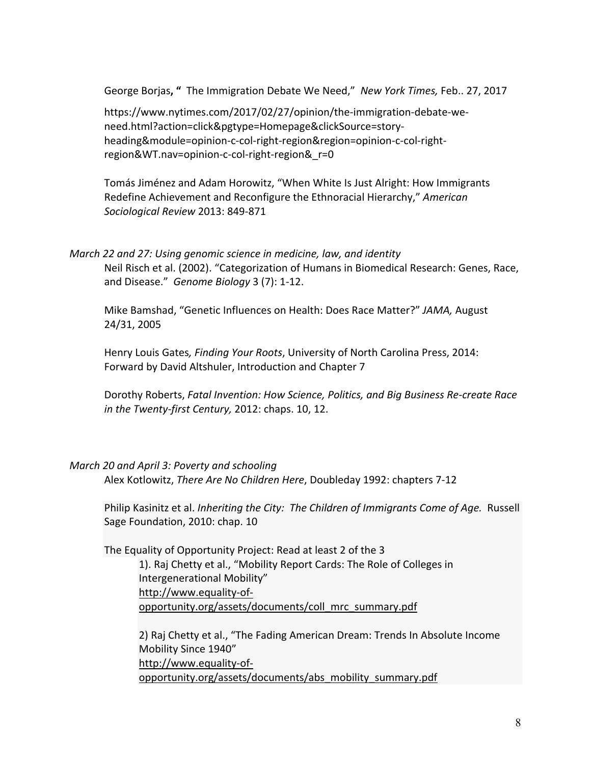George Borjas**, "** The Immigration Debate We Need," *New York Times,* Feb.. 27, 2017

https://www.nytimes.com/2017/02/27/opinion/the-immigration-debate-we-need.html?action=click&pgtype=Homepage&clickSource=story-heading&module=opinion-c-col-right-region&region=opinion-c-col-right-region&WT.nav=opinion-c-col-right-region&_r=0

Tomás Jiménez and Adam Horowitz, "When White Is Just Alright: How Immigrants Redefine Achievement and Reconfigure the Ethnoracial Hierarchy," *American Sociological Review* 2013: 849-871

*March 22 and 27: Using genomic science in medicine, law, and identity*

Neil Risch et al. (2002). "Categorization of Humans in Biomedical Research: Genes, Race, and Disease." *Genome Biology* 3 (7): 1-12.

Mike Bamshad, "Genetic Influences on Health: Does Race Matter?" *JAMA,* August 24/31, 2005

Henry Louis Gates*, Finding Your Roots*, University of North Carolina Press, 2014: Forward by David Altshuler, Introduction and Chapter 7

Dorothy Roberts, *Fatal Invention: How Science, Politics, and Big Business Re-create Race in the Twenty-first Century,* 2012: chaps. 10, 12.

*March 20 and April 3: Poverty and schooling*

Alex Kotlowitz, *There Are No Children Here*, Doubleday 1992: chapters 7-12

Philip Kasinitz et al. *Inheriting the City: The Children of Immigrants Come of Age.* Russell Sage Foundation, 2010: chap. 10

The Equality of Opportunity Project: Read at least 2 of the 3

1). Raj Chetty et al., "Mobility Report Cards: The Role of Colleges in Intergenerational Mobility"
http://www.equality-of-opportunity.org/assets/documents/coll_mrc_summary.pdf

2) Raj Chetty et al., "The Fading American Dream: Trends In Absolute Income Mobility Since 1940"
http://www.equality-of-opportunity.org/assets/documents/abs_mobility_summary.pdf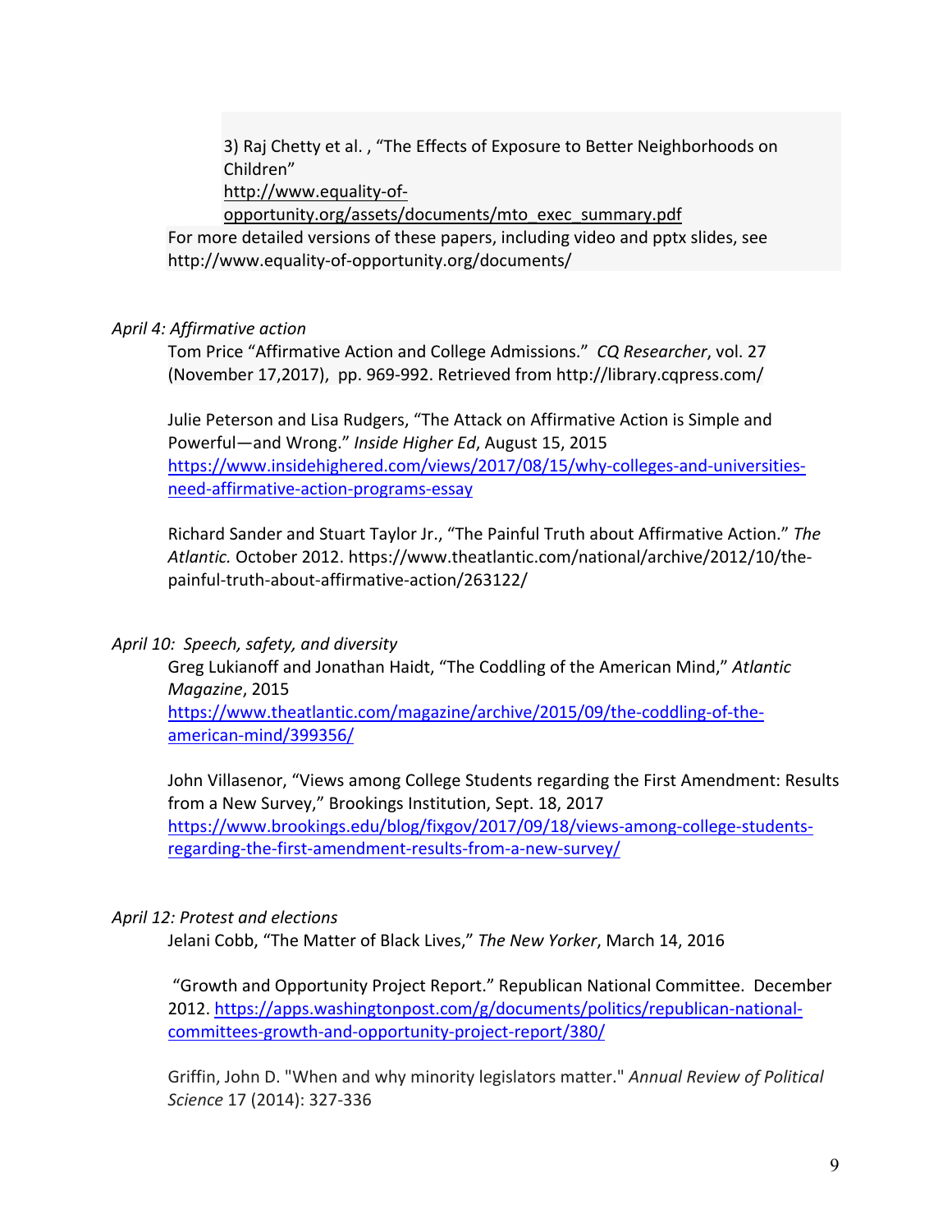3) Raj Chetty et al. , "The Effects of Exposure to Better Neighborhoods on Children"
http://www.equality-of-opportunity.org/assets/documents/mto_exec_summary.pdf

For more detailed versions of these papers, including video and pptx slides, see http://www.equality-of-opportunity.org/documents/

*April 4: Affirmative action*

Tom Price "Affirmative Action and College Admissions." *CQ Researcher*, vol. 27 (November 17,2017), pp. 969-992. Retrieved from http://library.cqpress.com/

Julie Peterson and Lisa Rudgers, "The Attack on Affirmative Action is Simple and Powerful—and Wrong." *Inside Higher Ed*, August 15, 2015
https://www.insidehighered.com/views/2017/08/15/why-colleges-and-universities-need-affirmative-action-programs-essay

Richard Sander and Stuart Taylor Jr., "The Painful Truth about Affirmative Action." *The Atlantic.* October 2012. https://www.theatlantic.com/national/archive/2012/10/the-painful-truth-about-affirmative-action/263122/

*April 10: Speech, safety, and diversity*

Greg Lukianoff and Jonathan Haidt, "The Coddling of the American Mind," *Atlantic Magazine*, 2015
https://www.theatlantic.com/magazine/archive/2015/09/the-coddling-of-the-american-mind/399356/

John Villasenor, "Views among College Students regarding the First Amendment: Results from a New Survey," Brookings Institution, Sept. 18, 2017
https://www.brookings.edu/blog/fixgov/2017/09/18/views-among-college-students-regarding-the-first-amendment-results-from-a-new-survey/

*April 12: Protest and elections*

Jelani Cobb, "The Matter of Black Lives," *The New Yorker*, March 14, 2016

"Growth and Opportunity Project Report." Republican National Committee. December 2012. https://apps.washingtonpost.com/g/documents/politics/republican-national-committees-growth-and-opportunity-project-report/380/

Griffin, John D. "When and why minority legislators matter." *Annual Review of Political Science* 17 (2014): 327-336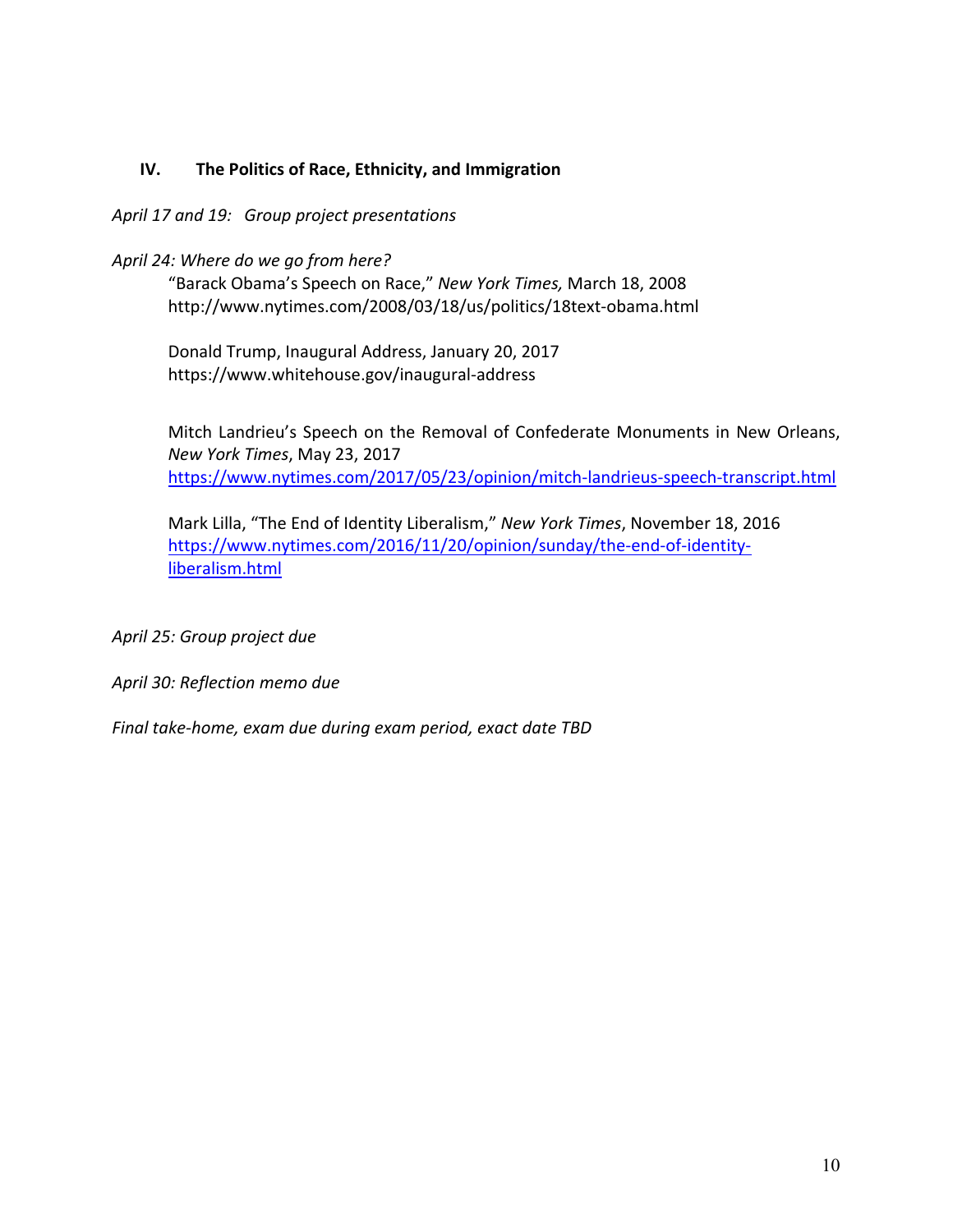## IV. The Politics of Race, Ethnicity, and Immigration

*April 17 and 19: Group project presentations*

*April 24: Where do we go from here?*

"Barack Obama's Speech on Race," *New York Times,* March 18, 2008
http://www.nytimes.com/2008/03/18/us/politics/18text-obama.html

Donald Trump, Inaugural Address, January 20, 2017
https://www.whitehouse.gov/inaugural-address

Mitch Landrieu's Speech on the Removal of Confederate Monuments in New Orleans, *New York Times*, May 23, 2017
https://www.nytimes.com/2017/05/23/opinion/mitch-landrieus-speech-transcript.html

Mark Lilla, "The End of Identity Liberalism," *New York Times*, November 18, 2016
https://www.nytimes.com/2016/11/20/opinion/sunday/the-end-of-identity-liberalism.html

*April 25: Group project due*

*April 30: Reflection memo due*

*Final take-home, exam due during exam period, exact date TBD*